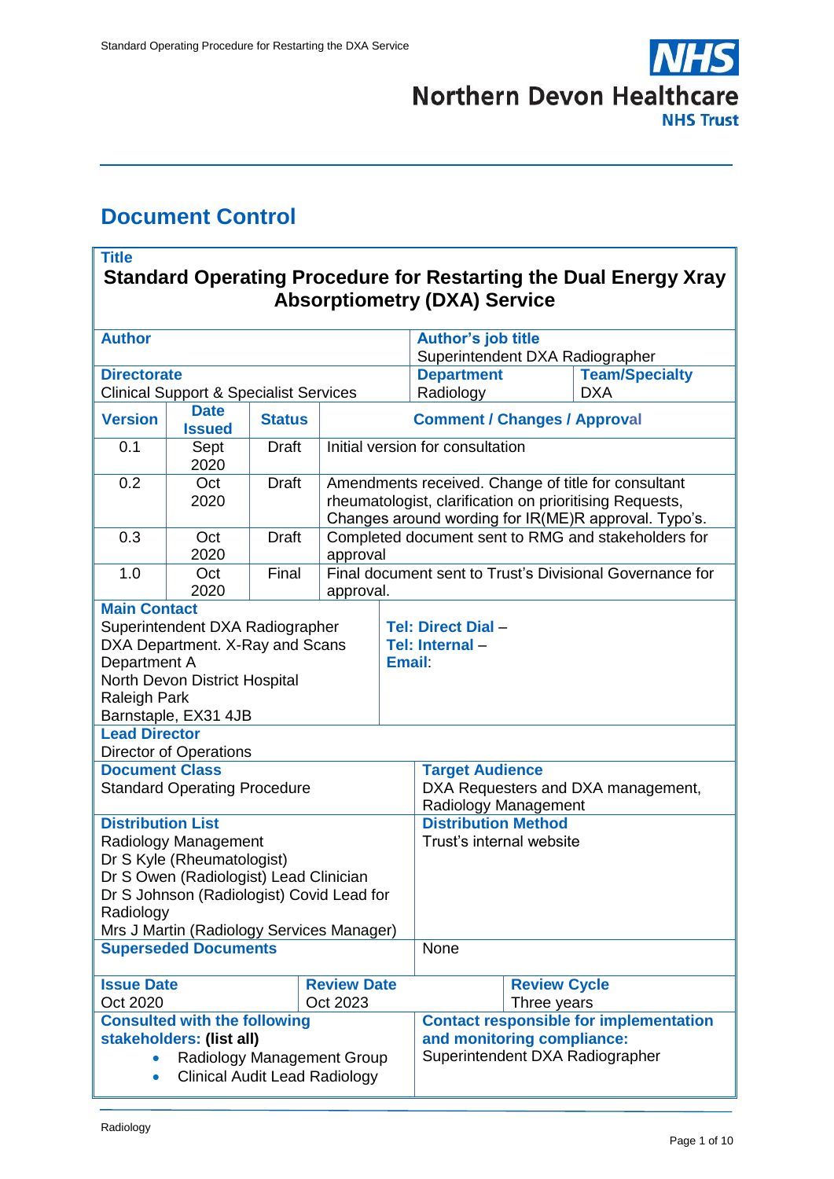# Document Control

| **Title** | | | |
|---|---|---|---|
| **Standard Operating Procedure for Restarting the Dual Energy Xray Absorptiometry (DXA) Service** | | | |
| **Author** | | **Author's job title** Superintendent DXA Radiographer | |
| **Directorate** Clinical Support & Specialist Services | | **Department** Radiology | **Team/Specialty** DXA |

| **Version** | **Date Issued** | **Status** | **Comment / Changes / Approval** |
|---|---|---|---|
| 0.1 | Sept 2020 | Draft | Initial version for consultation |
| 0.2 | Oct 2020 | Draft | Amendments received. Change of title for consultant rheumatologist, clarification on prioritising Requests, Changes around wording for IR(ME)R approval. Typo's. |
| 0.3 | Oct 2020 | Draft | Completed document sent to RMG and stakeholders for approval |
| 1.0 | Oct 2020 | Final | Final document sent to Trust's Divisional Governance for approval. |

| **Main Contact** | |
|---|---|
| Superintendent DXA Radiographer<br>DXA Department. X-Ray and Scans Department A<br>North Devon District Hospital<br>Raleigh Park<br>Barnstaple, EX31 4JB | **Tel: Direct Dial –**<br>**Tel: Internal –**<br>**Email**: |
| **Lead Director**<br>Director of Operations | |
| **Document Class**<br>Standard Operating Procedure | **Target Audience**<br>DXA Requesters and DXA management, Radiology Management |
| **Distribution List**<br>Radiology Management<br>Dr S Kyle (Rheumatologist)<br>Dr S Owen (Radiologist) Lead Clinician<br>Dr S Johnson (Radiologist) Covid Lead for Radiology<br>Mrs J Martin (Radiology Services Manager) | **Distribution Method**<br>Trust's internal website |
| **Superseded Documents** | None |

| **Issue Date** | **Review Date** | **Review Cycle** |
|---|---|---|
| Oct 2020 | Oct 2023 | Three years |

| **Consulted with the following stakeholders: (list all)** | **Contact responsible for implementation and monitoring compliance:** |
|---|---|
| • Radiology Management Group<br>• Clinical Audit Lead Radiology | Superintendent DXA Radiographer |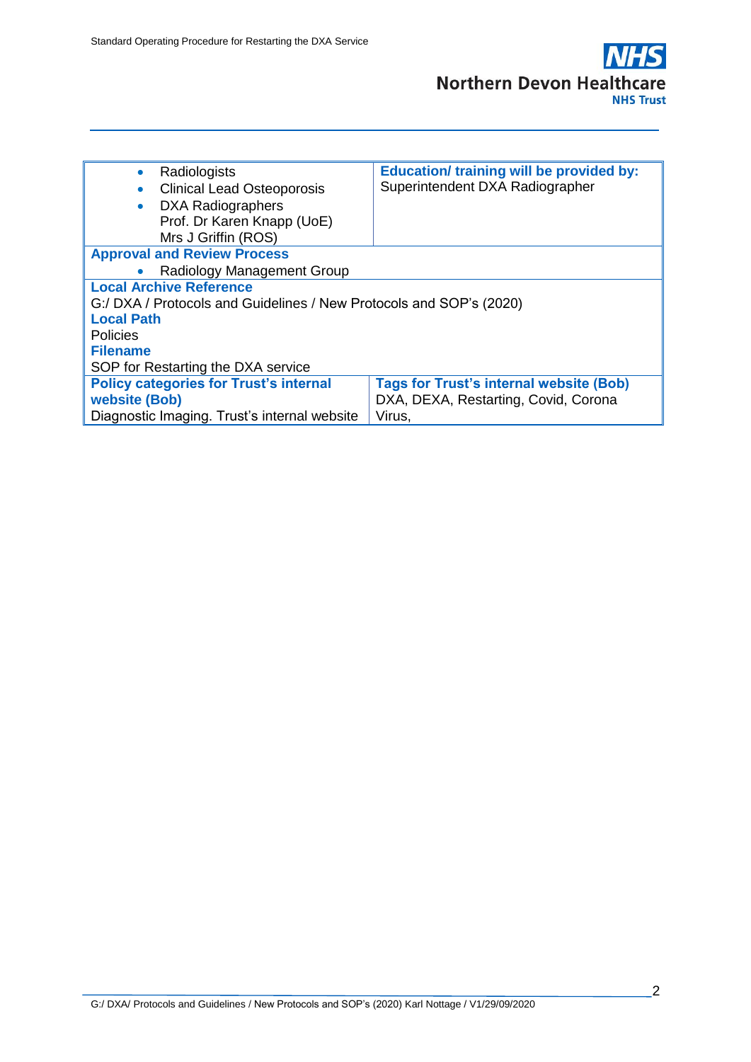| | |
|---|---|
| • Radiologists<br>• Clinical Lead Osteoporosis<br>• DXA Radiographers<br>Prof. Dr Karen Knapp (UoE)<br>Mrs J Griffin (ROS) | **Education/ training will be provided by:**<br>Superintendent DXA Radiographer |
| **Approval and Review Process**<br>• Radiology Management Group | |
| **Local Archive Reference**<br>G:/ DXA / Protocols and Guidelines / New Protocols and SOP's (2020)<br>**Local Path**<br>Policies<br>**Filename**<br>SOP for Restarting the DXA service | |
| **Policy categories for Trust's internal website (Bob)**<br>Diagnostic Imaging. Trust's internal website | **Tags for Trust's internal website (Bob)**<br>DXA, DEXA, Restarting, Covid, Corona Virus, |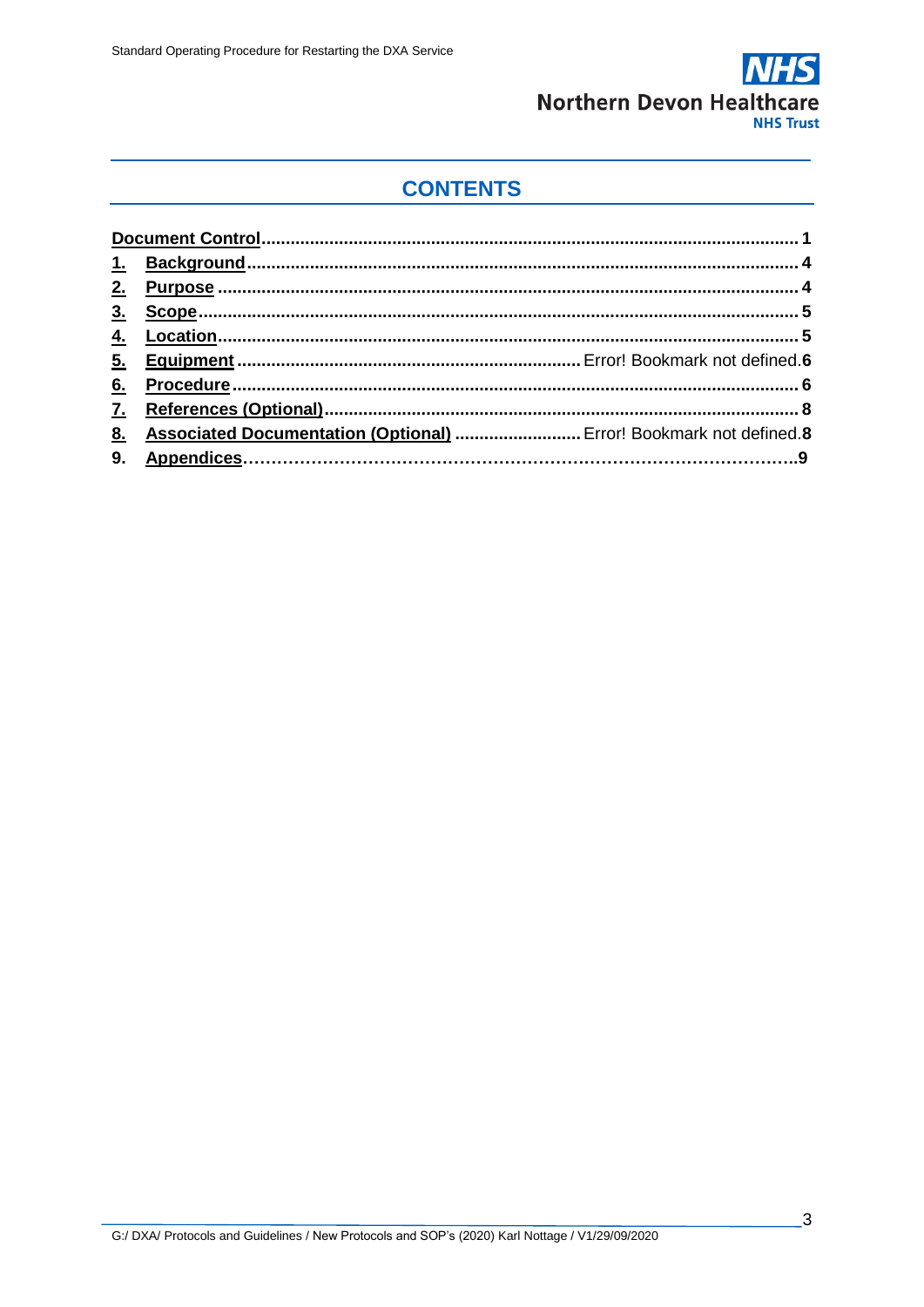## CONTENTS

**Document Control** ........................................................................................................ **1**

1. **Background** ........................................................................................................ **4**
2. **Purpose** ........................................................................................................ **4**
3. **Scope** ........................................................................................................ **5**
4. **Location** ........................................................................................................ **5**
5. **Equipment** ........................................................ Error! Bookmark not defined.**6**
6. **Procedure** ........................................................................................................ **6**
7. **References (Optional)** ........................................................................................ **8**
8. **Associated Documentation (Optional)** .......................... Error! Bookmark not defined.**8**
9. **Appendices**…………………………………………………………………………………**9**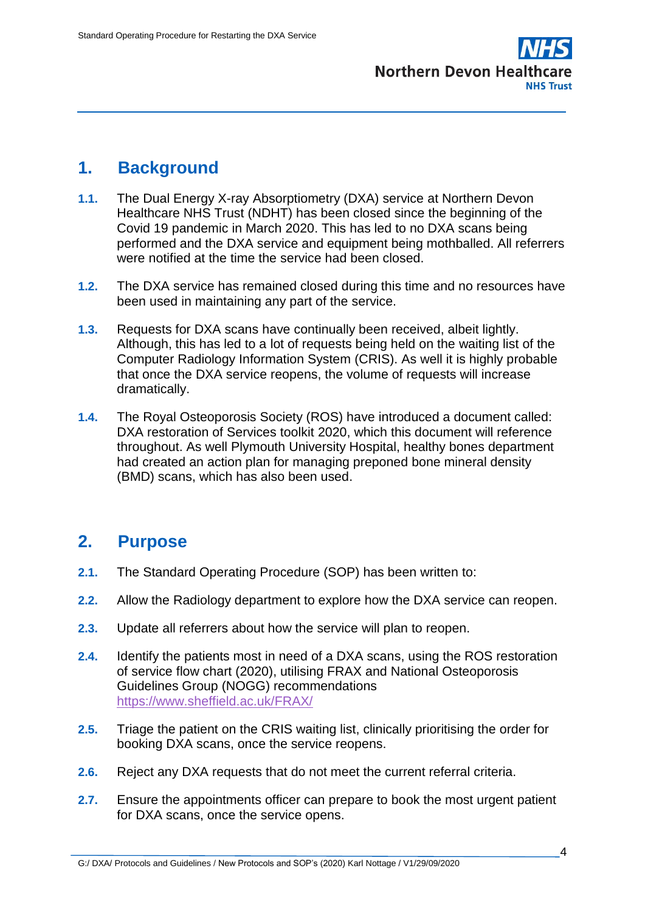## 1. Background

**1.1.** The Dual Energy X-ray Absorptiometry (DXA) service at Northern Devon Healthcare NHS Trust (NDHT) has been closed since the beginning of the Covid 19 pandemic in March 2020. This has led to no DXA scans being performed and the DXA service and equipment being mothballed. All referrers were notified at the time the service had been closed.

**1.2.** The DXA service has remained closed during this time and no resources have been used in maintaining any part of the service.

**1.3.** Requests for DXA scans have continually been received, albeit lightly. Although, this has led to a lot of requests being held on the waiting list of the Computer Radiology Information System (CRIS). As well it is highly probable that once the DXA service reopens, the volume of requests will increase dramatically.

**1.4.** The Royal Osteoporosis Society (ROS) have introduced a document called: DXA restoration of Services toolkit 2020, which this document will reference throughout. As well Plymouth University Hospital, healthy bones department had created an action plan for managing preponed bone mineral density (BMD) scans, which has also been used.

## 2. Purpose

**2.1.** The Standard Operating Procedure (SOP) has been written to:

**2.2.** Allow the Radiology department to explore how the DXA service can reopen.

**2.3.** Update all referrers about how the service will plan to reopen.

**2.4.** Identify the patients most in need of a DXA scans, using the ROS restoration of service flow chart (2020), utilising FRAX and National Osteoporosis Guidelines Group (NOGG) recommendations https://www.sheffield.ac.uk/FRAX/

**2.5.** Triage the patient on the CRIS waiting list, clinically prioritising the order for booking DXA scans, once the service reopens.

**2.6.** Reject any DXA requests that do not meet the current referral criteria.

**2.7.** Ensure the appointments officer can prepare to book the most urgent patient for DXA scans, once the service opens.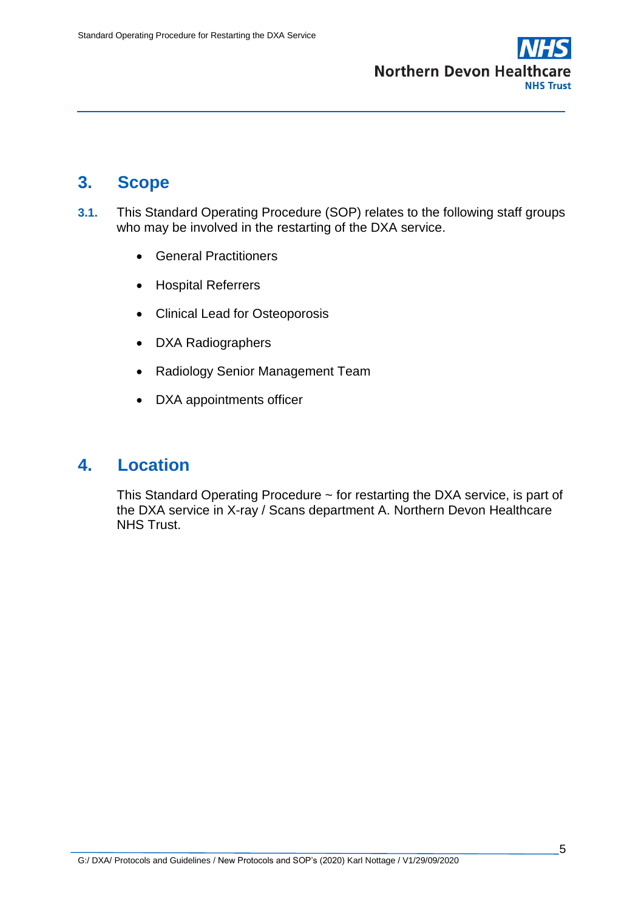## 3. Scope

**3.1.** This Standard Operating Procedure (SOP) relates to the following staff groups who may be involved in the restarting of the DXA service.

- General Practitioners
- Hospital Referrers
- Clinical Lead for Osteoporosis
- DXA Radiographers
- Radiology Senior Management Team
- DXA appointments officer

## 4. Location

This Standard Operating Procedure ~ for restarting the DXA service, is part of the DXA service in X-ray / Scans department A. Northern Devon Healthcare NHS Trust.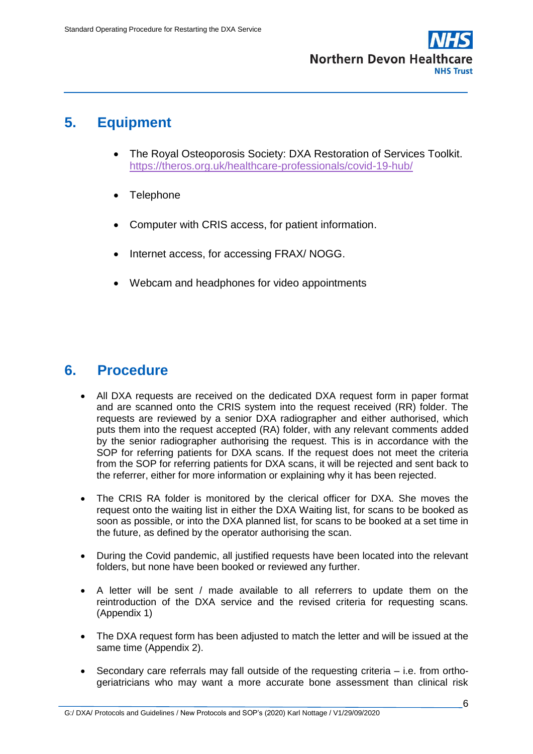## 5. Equipment

- The Royal Osteoporosis Society: DXA Restoration of Services Toolkit. https://theros.org.uk/healthcare-professionals/covid-19-hub/

- Telephone

- Computer with CRIS access, for patient information.

- Internet access, for accessing FRAX/ NOGG.

- Webcam and headphones for video appointments

## 6. Procedure

- All DXA requests are received on the dedicated DXA request form in paper format and are scanned onto the CRIS system into the request received (RR) folder. The requests are reviewed by a senior DXA radiographer and either authorised, which puts them into the request accepted (RA) folder, with any relevant comments added by the senior radiographer authorising the request. This is in accordance with the SOP for referring patients for DXA scans. If the request does not meet the criteria from the SOP for referring patients for DXA scans, it will be rejected and sent back to the referrer, either for more information or explaining why it has been rejected.

- The CRIS RA folder is monitored by the clerical officer for DXA. She moves the request onto the waiting list in either the DXA Waiting list, for scans to be booked as soon as possible, or into the DXA planned list, for scans to be booked at a set time in the future, as defined by the operator authorising the scan.

- During the Covid pandemic, all justified requests have been located into the relevant folders, but none have been booked or reviewed any further.

- A letter will be sent / made available to all referrers to update them on the reintroduction of the DXA service and the revised criteria for requesting scans. (Appendix 1)

- The DXA request form has been adjusted to match the letter and will be issued at the same time (Appendix 2).

- Secondary care referrals may fall outside of the requesting criteria – i.e. from ortho-geriatricians who may want a more accurate bone assessment than clinical risk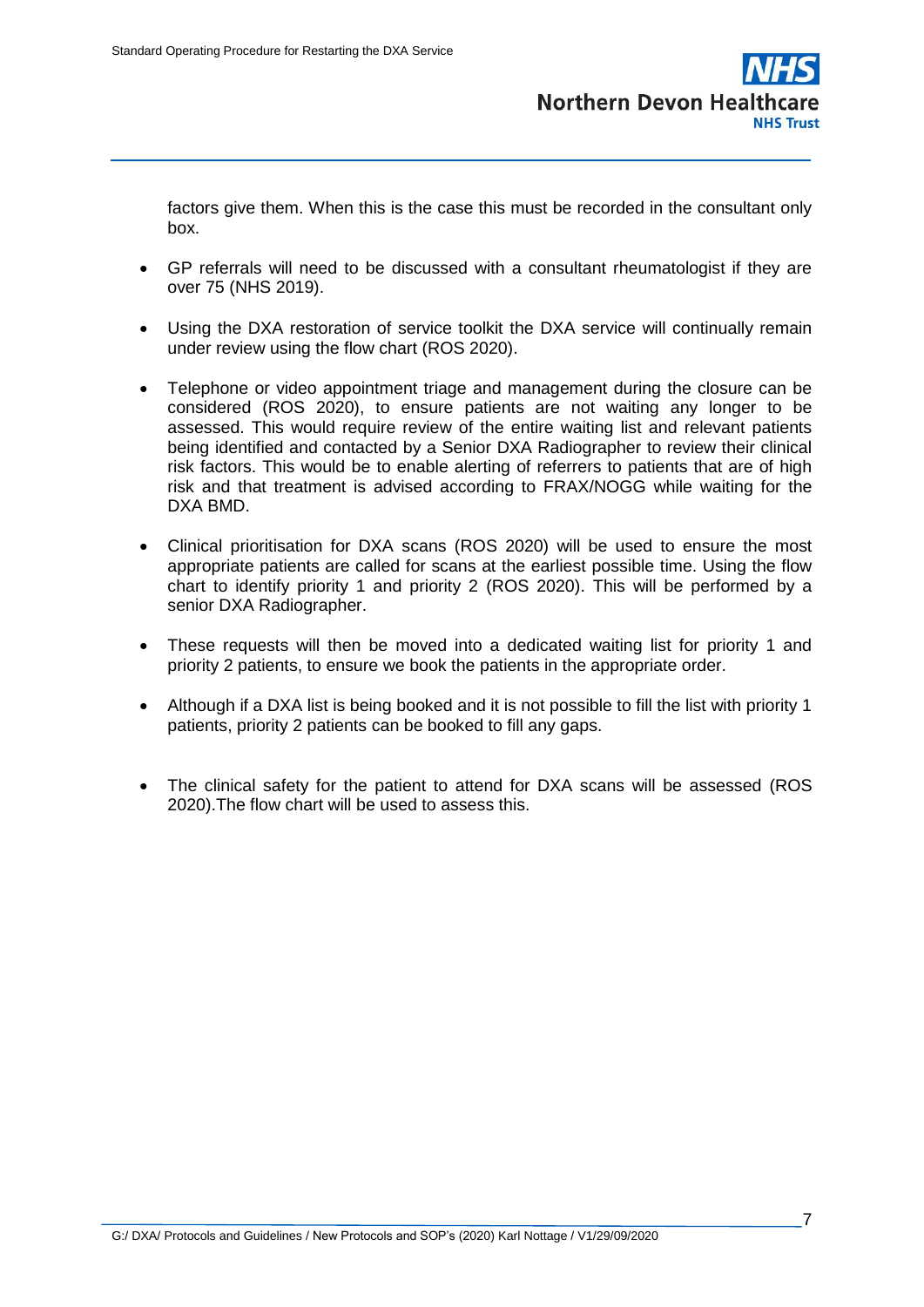factors give them. When this is the case this must be recorded in the consultant only box.

- GP referrals will need to be discussed with a consultant rheumatologist if they are over 75 (NHS 2019).

- Using the DXA restoration of service toolkit the DXA service will continually remain under review using the flow chart (ROS 2020).

- Telephone or video appointment triage and management during the closure can be considered (ROS 2020), to ensure patients are not waiting any longer to be assessed. This would require review of the entire waiting list and relevant patients being identified and contacted by a Senior DXA Radiographer to review their clinical risk factors. This would be to enable alerting of referrers to patients that are of high risk and that treatment is advised according to FRAX/NOGG while waiting for the DXA BMD.

- Clinical prioritisation for DXA scans (ROS 2020) will be used to ensure the most appropriate patients are called for scans at the earliest possible time. Using the flow chart to identify priority 1 and priority 2 (ROS 2020). This will be performed by a senior DXA Radiographer.

- These requests will then be moved into a dedicated waiting list for priority 1 and priority 2 patients, to ensure we book the patients in the appropriate order.

- Although if a DXA list is being booked and it is not possible to fill the list with priority 1 patients, priority 2 patients can be booked to fill any gaps.

- The clinical safety for the patient to attend for DXA scans will be assessed (ROS 2020).The flow chart will be used to assess this.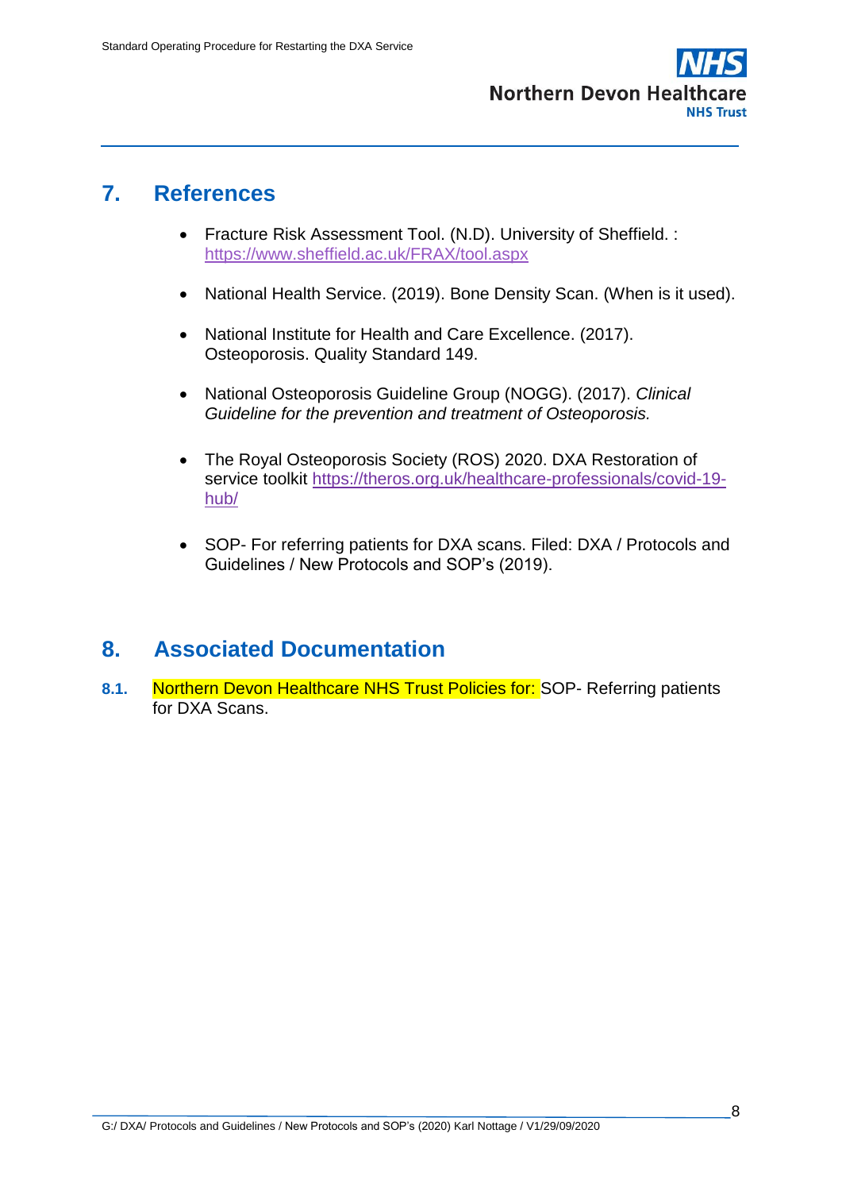## 7. References

- Fracture Risk Assessment Tool. (N.D). University of Sheffield. : https://www.sheffield.ac.uk/FRAX/tool.aspx

- National Health Service. (2019). Bone Density Scan. (When is it used).

- National Institute for Health and Care Excellence. (2017). Osteoporosis. Quality Standard 149.

- National Osteoporosis Guideline Group (NOGG). (2017). *Clinical Guideline for the prevention and treatment of Osteoporosis.*

- The Royal Osteoporosis Society (ROS) 2020. DXA Restoration of service toolkit https://theros.org.uk/healthcare-professionals/covid-19-hub/

- SOP- For referring patients for DXA scans. Filed: DXA / Protocols and Guidelines / New Protocols and SOP's (2019).

## 8. Associated Documentation

**8.1.** Northern Devon Healthcare NHS Trust Policies for: SOP- Referring patients for DXA Scans.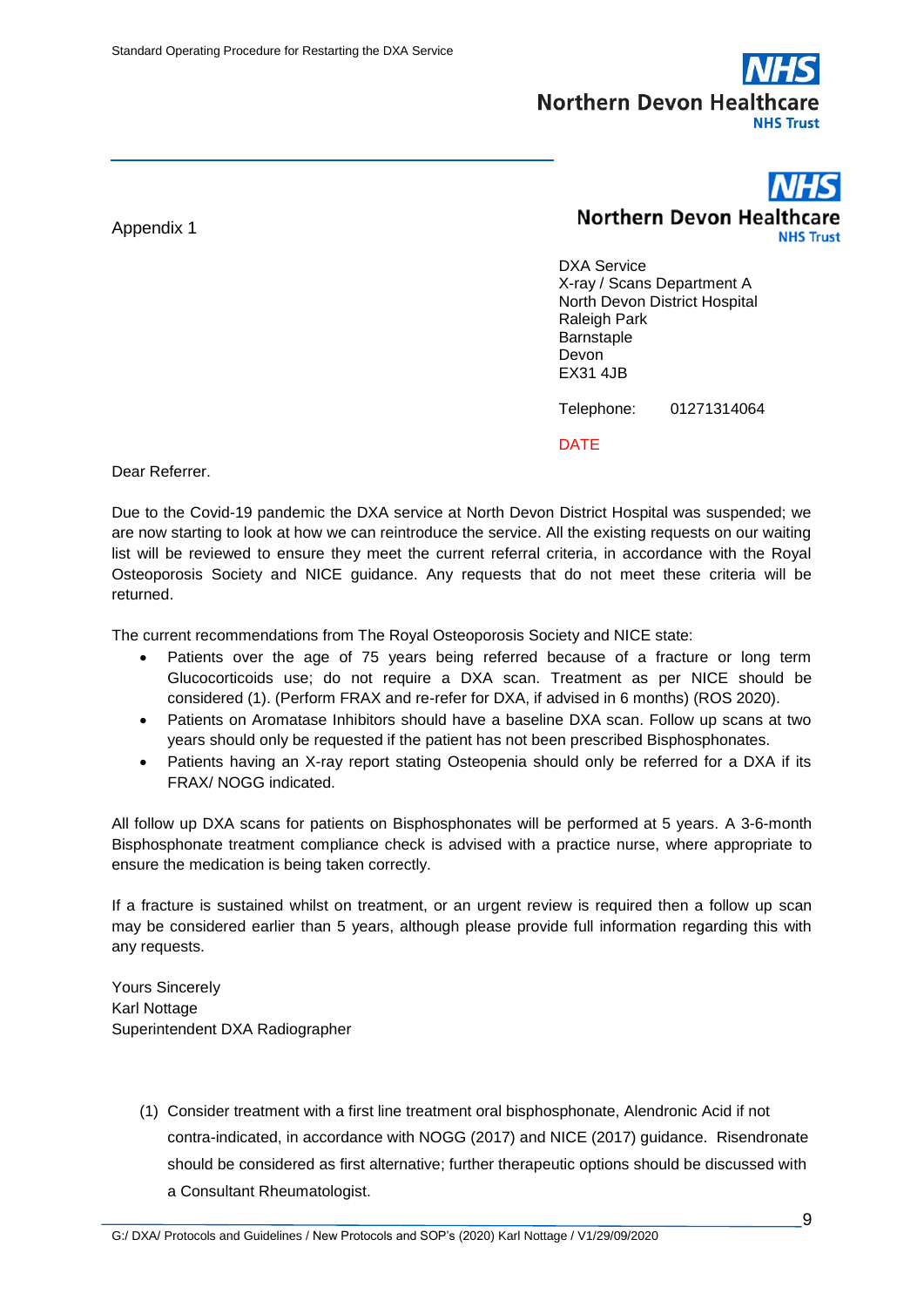Appendix 1

Northern Devon Healthcare
NHS Trust

DXA Service
X-ray / Scans Department A
North Devon District Hospital
Raleigh Park
Barnstaple
Devon
EX31 4JB

Telephone: 01271314064

DATE

Dear Referrer.

Due to the Covid-19 pandemic the DXA service at North Devon District Hospital was suspended; we are now starting to look at how we can reintroduce the service. All the existing requests on our waiting list will be reviewed to ensure they meet the current referral criteria, in accordance with the Royal Osteoporosis Society and NICE guidance. Any requests that do not meet these criteria will be returned.

The current recommendations from The Royal Osteoporosis Society and NICE state:

- Patients over the age of 75 years being referred because of a fracture or long term Glucocorticoids use; do not require a DXA scan. Treatment as per NICE should be considered (1). (Perform FRAX and re-refer for DXA, if advised in 6 months) (ROS 2020).
- Patients on Aromatase Inhibitors should have a baseline DXA scan. Follow up scans at two years should only be requested if the patient has not been prescribed Bisphosphonates.
- Patients having an X-ray report stating Osteopenia should only be referred for a DXA if its FRAX/ NOGG indicated.

All follow up DXA scans for patients on Bisphosphonates will be performed at 5 years. A 3-6-month Bisphosphonate treatment compliance check is advised with a practice nurse, where appropriate to ensure the medication is being taken correctly.

If a fracture is sustained whilst on treatment, or an urgent review is required then a follow up scan may be considered earlier than 5 years, although please provide full information regarding this with any requests.

Yours Sincerely
Karl Nottage
Superintendent DXA Radiographer

(1) Consider treatment with a first line treatment oral bisphosphonate, Alendronic Acid if not contra-indicated, in accordance with NOGG (2017) and NICE (2017) guidance. Risendronate should be considered as first alternative; further therapeutic options should be discussed with a Consultant Rheumatologist.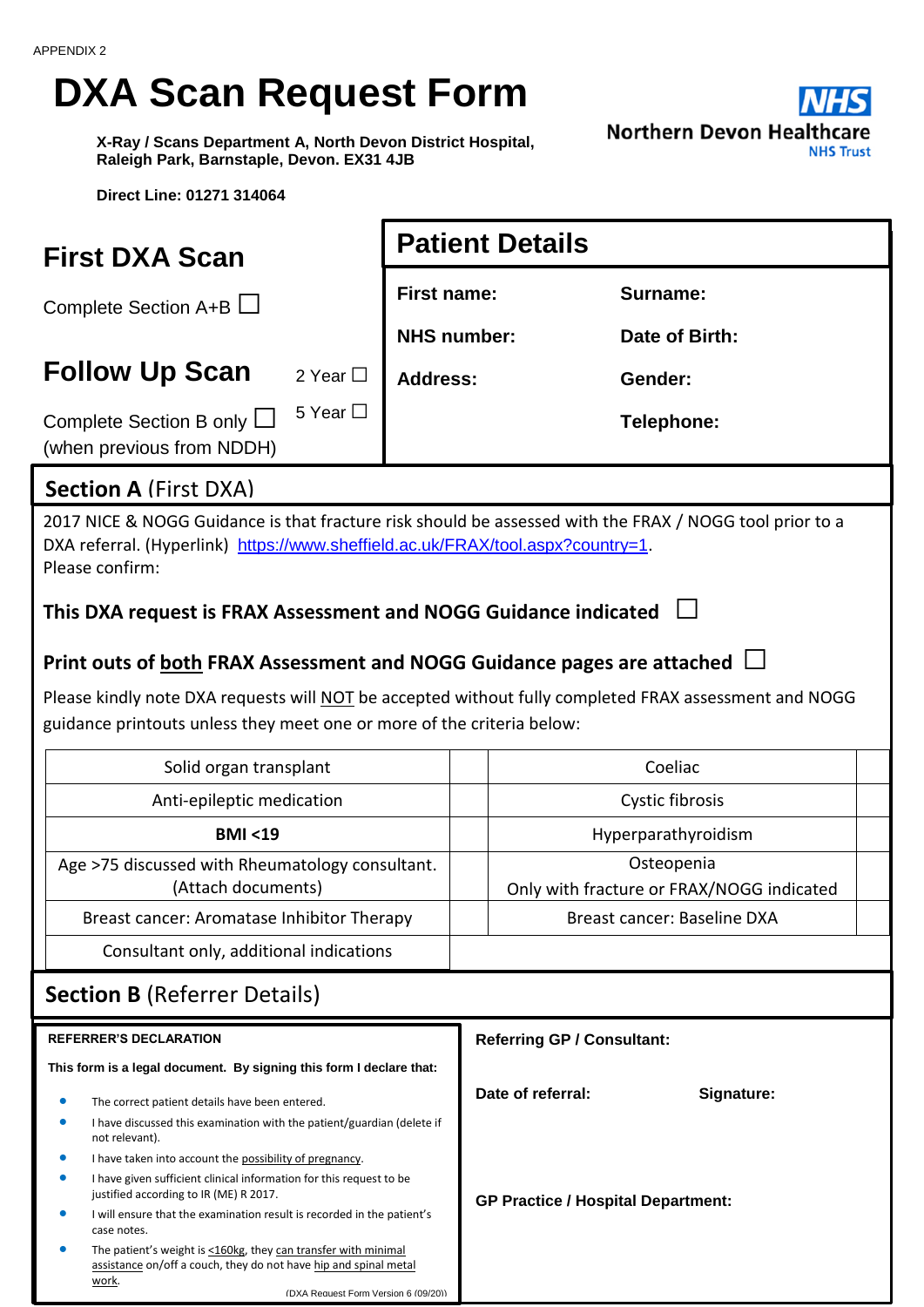APPENDIX 2

# DXA Scan Request Form

**X-Ray / Scans Department A, North Devon District Hospital, Raleigh Park, Barnstaple, Devon. EX31 4JB**

**Direct Line: 01271 314064**

Northern Devon Healthcare NHS Trust

## First DXA Scan

Complete Section A+B ☐

## Follow Up Scan

2 Year ☐

5 Year ☐

Complete Section B only ☐ (when previous from NDDH)

## Patient Details

| | |
|---|---|
| **First name:** | **Surname:** |
| **NHS number:** | **Date of Birth:** |
| **Address:** | **Gender:** |
| | **Telephone:** |

## Section A (First DXA)

2017 NICE & NOGG Guidance is that fracture risk should be assessed with the FRAX / NOGG tool prior to a DXA referral. (Hyperlink) https://www.sheffield.ac.uk/FRAX/tool.aspx?country=1.

Please confirm:

**This DXA request is FRAX Assessment and NOGG Guidance indicated** ☐

**Print outs of both FRAX Assessment and NOGG Guidance pages are attached** ☐

Please kindly note DXA requests will NOT be accepted without fully completed FRAX assessment and NOGG guidance printouts unless they meet one or more of the criteria below:

| | | | |
|---|---|---|---|
| Solid organ transplant | | Coeliac | |
| Anti-epileptic medication | | Cystic fibrosis | |
| **BMI <19** | | Hyperparathyroidism | |
| Age >75 discussed with Rheumatology consultant. (Attach documents) | | Osteopenia Only with fracture or FRAX/NOGG indicated | |
| Breast cancer: Aromatase Inhibitor Therapy | | Breast cancer: Baseline DXA | |
| Consultant only, additional indications | | | |

## Section B (Referrer Details)

**REFERRER'S DECLARATION**

**This form is a legal document. By signing this form I declare that:**

- The correct patient details have been entered.
- I have discussed this examination with the patient/guardian (delete if not relevant).
- I have taken into account the possibility of pregnancy.
- I have given sufficient clinical information for this request to be justified according to IR (ME) R 2017.
- I will ensure that the examination result is recorded in the patient's case notes.
- The patient's weight is <160kg, they can transfer with minimal assistance on/off a couch, they do not have hip and spinal metal work.

**Referring GP / Consultant:**

**Date of referral:**

**Signature:**

**GP Practice / Hospital Department:**

(DXA Request Form Version 6 (09/20))